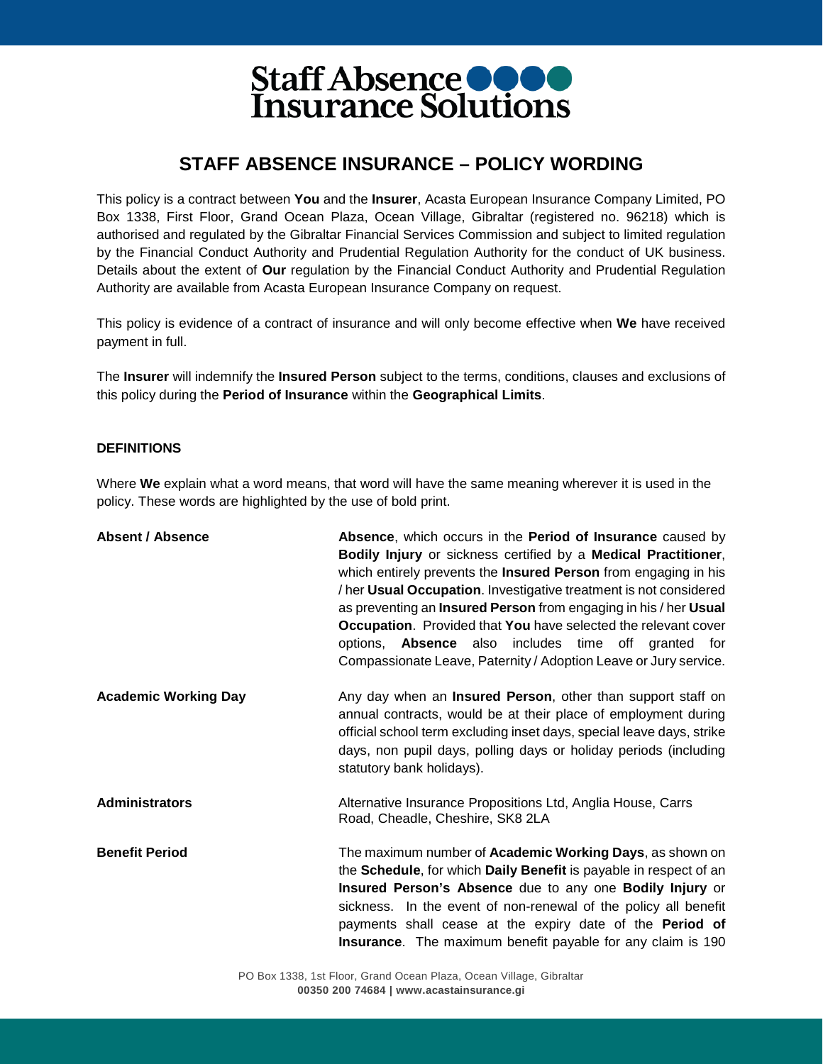**Staff Absence Insurance Solutions**

# STAFF ABSENCE INSURANCE – POLICY WORDING

This policy is a contract between **You** and the **Insurer**, Acasta European Insurance Company Limited, PO Box 1338, First Floor, Grand Ocean Plaza, Ocean Village, Gibraltar (registered no. 96218) which is authorised and regulated by the Gibraltar Financial Services Commission and subject to limited regulation by the Financial Conduct Authority and Prudential Regulation Authority for the conduct of UK business. Details about the extent of **Our** regulation by the Financial Conduct Authority and Prudential Regulation Authority are available from Acasta European Insurance Company on request.

This policy is evidence of a contract of insurance and will only become effective when **We** have received payment in full.

The **Insurer** will indemnify the **Insured Person** subject to the terms, conditions, clauses and exclusions of this policy during the **Period of Insurance** within the **Geographical Limits**.

## DEFINITIONS

Where **We** explain what a word means, that word will have the same meaning wherever it is used in the policy. These words are highlighted by the use of bold print.

**Absent / Absence**

**Absence**, which occurs in the **Period of Insurance** caused by **Bodily Injury** or sickness certified by a **Medical Practitioner**, which entirely prevents the **Insured Person** from engaging in his / her **Usual Occupation**. Investigative treatment is not considered as preventing an **Insured Person** from engaging in his / her **Usual Occupation**. Provided that **You** have selected the relevant cover options, **Absence** also includes time off granted for Compassionate Leave, Paternity / Adoption Leave or Jury service.

**Academic Working Day**

Any day when an **Insured Person**, other than support staff on annual contracts, would be at their place of employment during official school term excluding inset days, special leave days, strike days, non pupil days, polling days or holiday periods (including statutory bank holidays).

**Administrators**

Alternative Insurance Propositions Ltd, Anglia House, Carrs Road, Cheadle, Cheshire, SK8 2LA

**Benefit Period**

The maximum number of **Academic Working Days**, as shown on the **Schedule**, for which **Daily Benefit** is payable in respect of an **Insured Person's Absence** due to any one **Bodily Injury** or sickness. In the event of non-renewal of the policy all benefit payments shall cease at the expiry date of the **Period of Insurance**. The maximum benefit payable for any claim is 190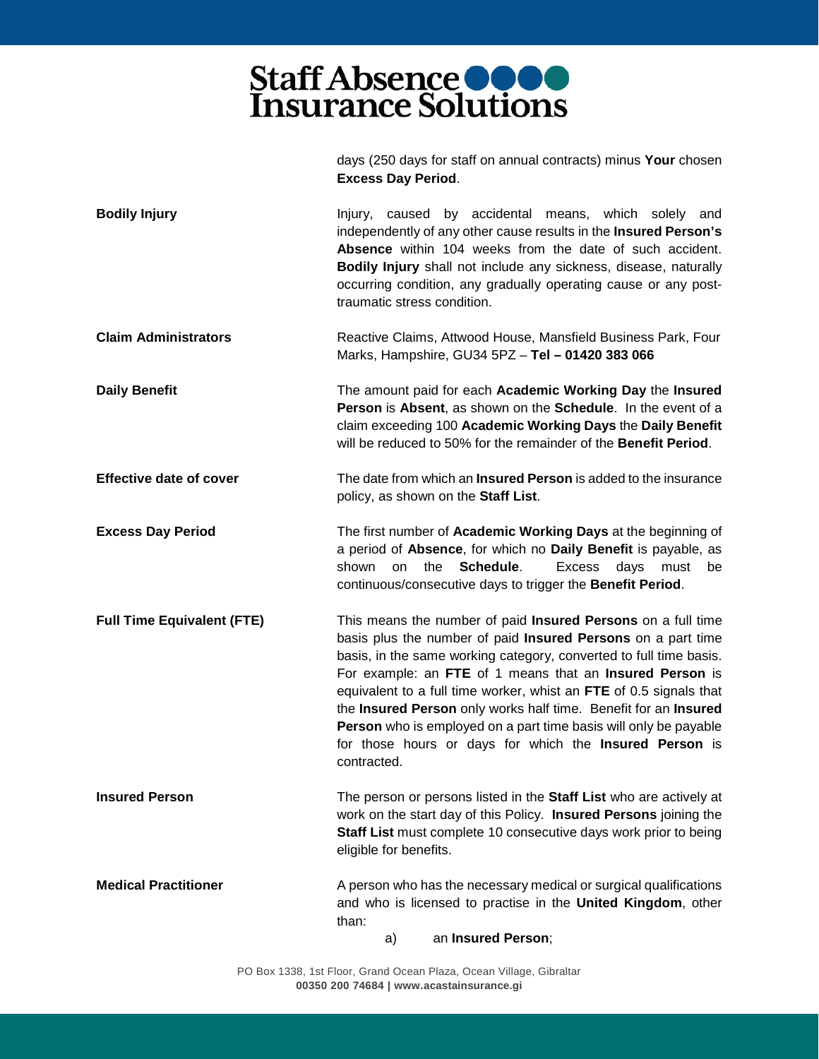days (250 days for staff on annual contracts) minus **Your** chosen **Excess Day Period**.

**Bodily Injury**

Injury, caused by accidental means, which solely and independently of any other cause results in the **Insured Person's Absence** within 104 weeks from the date of such accident. **Bodily Injury** shall not include any sickness, disease, naturally occurring condition, any gradually operating cause or any post-traumatic stress condition.

**Claim Administrators**

Reactive Claims, Attwood House, Mansfield Business Park, Four Marks, Hampshire, GU34 5PZ – **Tel – 01420 383 066**

**Daily Benefit**

The amount paid for each **Academic Working Day** the **Insured Person** is **Absent**, as shown on the **Schedule**. In the event of a claim exceeding 100 **Academic Working Days** the **Daily Benefit** will be reduced to 50% for the remainder of the **Benefit Period**.

**Effective date of cover**

The date from which an **Insured Person** is added to the insurance policy, as shown on the **Staff List**.

**Excess Day Period**

The first number of **Academic Working Days** at the beginning of a period of **Absence**, for which no **Daily Benefit** is payable, as shown on the **Schedule**. Excess days must be continuous/consecutive days to trigger the **Benefit Period**.

**Full Time Equivalent (FTE)**

This means the number of paid **Insured Persons** on a full time basis plus the number of paid **Insured Persons** on a part time basis, in the same working category, converted to full time basis. For example: an **FTE** of 1 means that an **Insured Person** is equivalent to a full time worker, whist an **FTE** of 0.5 signals that the **Insured Person** only works half time. Benefit for an **Insured Person** who is employed on a part time basis will only be payable for those hours or days for which the **Insured Person** is contracted.

**Insured Person**

The person or persons listed in the **Staff List** who are actively at work on the start day of this Policy. **Insured Persons** joining the **Staff List** must complete 10 consecutive days work prior to being eligible for benefits.

**Medical Practitioner**

A person who has the necessary medical or surgical qualifications and who is licensed to practise in the **United Kingdom**, other than:

a) an **Insured Person**;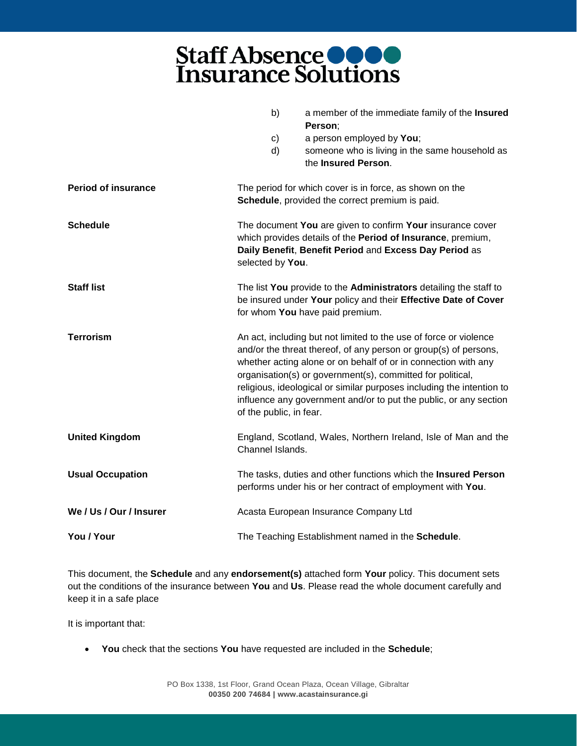b) a member of the immediate family of the **Insured Person**;

c) a person employed by **You**;

d) someone who is living in the same household as the **Insured Person**.

| | |
|---|---|
| **Period of insurance** | The period for which cover is in force, as shown on the **Schedule**, provided the correct premium is paid. |
| **Schedule** | The document **You** are given to confirm **Your** insurance cover which provides details of the **Period of Insurance**, premium, **Daily Benefit**, **Benefit Period** and **Excess Day Period** as selected by **You**. |
| **Staff list** | The list **You** provide to the **Administrators** detailing the staff to be insured under **Your** policy and their **Effective Date of Cover** for whom **You** have paid premium. |
| **Terrorism** | An act, including but not limited to the use of force or violence and/or the threat thereof, of any person or group(s) of persons, whether acting alone or on behalf of or in connection with any organisation(s) or government(s), committed for political, religious, ideological or similar purposes including the intention to influence any government and/or to put the public, or any section of the public, in fear. |
| **United Kingdom** | England, Scotland, Wales, Northern Ireland, Isle of Man and the Channel Islands. |
| **Usual Occupation** | The tasks, duties and other functions which the **Insured Person** performs under his or her contract of employment with **You**. |
| **We / Us / Our / Insurer** | Acasta European Insurance Company Ltd |
| **You / Your** | The Teaching Establishment named in the **Schedule**. |

This document, the **Schedule** and any **endorsement(s)** attached form **Your** policy. This document sets out the conditions of the insurance between **You** and **Us**. Please read the whole document carefully and keep it in a safe place

It is important that:

- **You** check that the sections **You** have requested are included in the **Schedule**;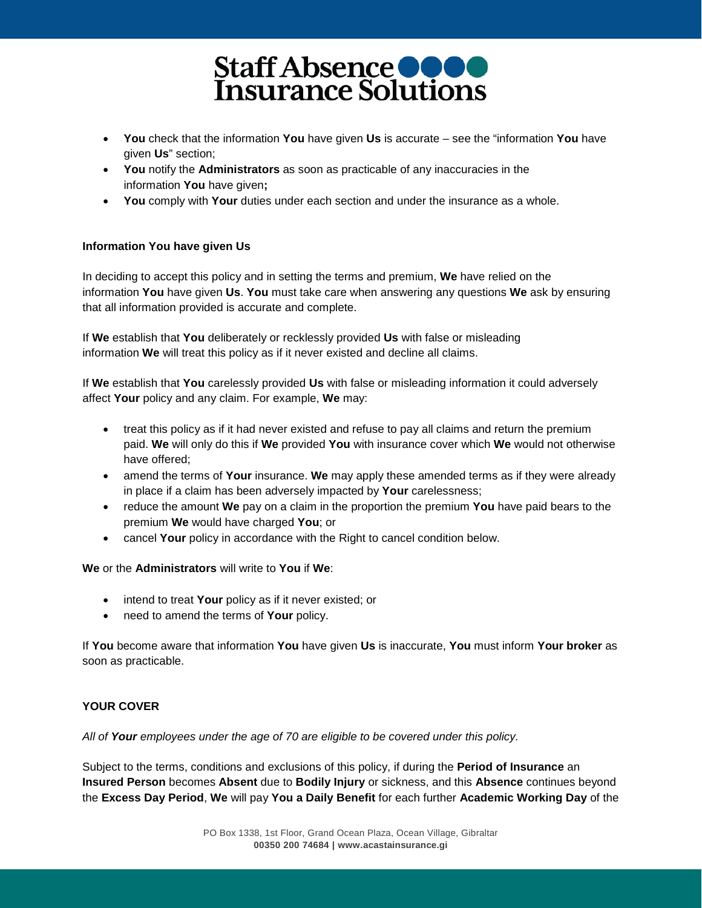- **You** check that the information **You** have given **Us** is accurate – see the "information **You** have given **Us**" section;
- **You** notify the **Administrators** as soon as practicable of any inaccuracies in the information **You** have given**;**
- **You** comply with **Your** duties under each section and under the insurance as a whole.

**Information You have given Us**

In deciding to accept this policy and in setting the terms and premium, **We** have relied on the information **You** have given **Us**. **You** must take care when answering any questions **We** ask by ensuring that all information provided is accurate and complete.

If **We** establish that **You** deliberately or recklessly provided **Us** with false or misleading information **We** will treat this policy as if it never existed and decline all claims.

If **We** establish that **You** carelessly provided **Us** with false or misleading information it could adversely affect **Your** policy and any claim. For example, **We** may:

- treat this policy as if it had never existed and refuse to pay all claims and return the premium paid. **We** will only do this if **We** provided **You** with insurance cover which **We** would not otherwise have offered;
- amend the terms of **Your** insurance. **We** may apply these amended terms as if they were already in place if a claim has been adversely impacted by **Your** carelessness;
- reduce the amount **We** pay on a claim in the proportion the premium **You** have paid bears to the premium **We** would have charged **You**; or
- cancel **Your** policy in accordance with the Right to cancel condition below.

**We** or the **Administrators** will write to **You** if **We**:

- intend to treat **Your** policy as if it never existed; or
- need to amend the terms of **Your** policy.

If **You** become aware that information **You** have given **Us** is inaccurate, **You** must inform **Your broker** as soon as practicable.

**YOUR COVER**

*All of **Your** employees under the age of 70 are eligible to be covered under this policy.*

Subject to the terms, conditions and exclusions of this policy, if during the **Period of Insurance** an **Insured Person** becomes **Absent** due to **Bodily Injury** or sickness, and this **Absence** continues beyond the **Excess Day Period**, **We** will pay **You a Daily Benefit** for each further **Academic Working Day** of the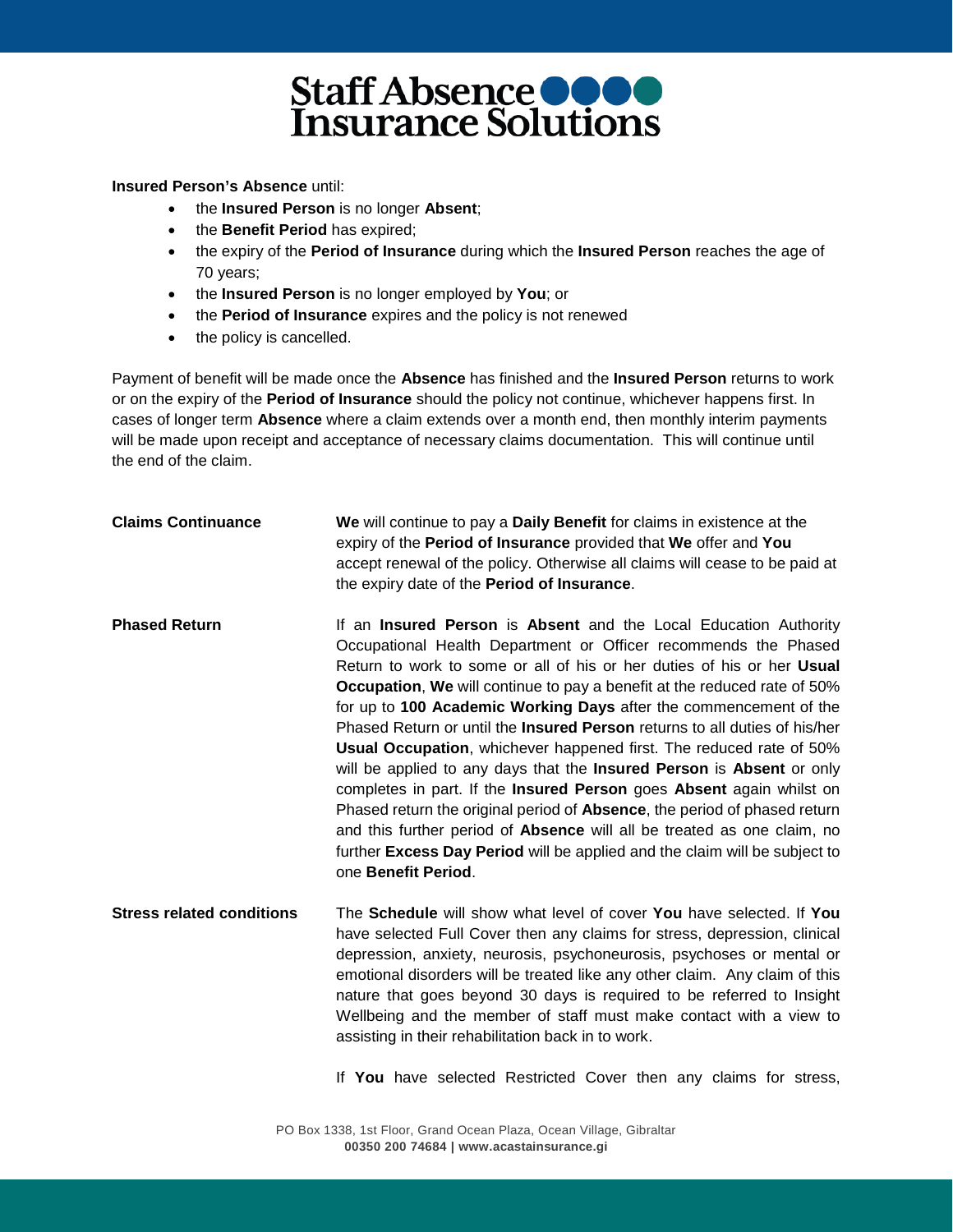**Insured Person's Absence** until:

- the **Insured Person** is no longer **Absent**;
- the **Benefit Period** has expired;
- the expiry of the **Period of Insurance** during which the **Insured Person** reaches the age of 70 years;
- the **Insured Person** is no longer employed by **You**; or
- the **Period of Insurance** expires and the policy is not renewed
- the policy is cancelled.

Payment of benefit will be made once the **Absence** has finished and the **Insured Person** returns to work or on the expiry of the **Period of Insurance** should the policy not continue, whichever happens first. In cases of longer term **Absence** where a claim extends over a month end, then monthly interim payments will be made upon receipt and acceptance of necessary claims documentation. This will continue until the end of the claim.

**Claims Continuance**

**We** will continue to pay a **Daily Benefit** for claims in existence at the expiry of the **Period of Insurance** provided that **We** offer and **You** accept renewal of the policy. Otherwise all claims will cease to be paid at the expiry date of the **Period of Insurance**.

**Phased Return**

If an **Insured Person** is **Absent** and the Local Education Authority Occupational Health Department or Officer recommends the Phased Return to work to some or all of his or her duties of his or her **Usual Occupation**, **We** will continue to pay a benefit at the reduced rate of 50% for up to **100 Academic Working Days** after the commencement of the Phased Return or until the **Insured Person** returns to all duties of his/her **Usual Occupation**, whichever happened first. The reduced rate of 50% will be applied to any days that the **Insured Person** is **Absent** or only completes in part. If the **Insured Person** goes **Absent** again whilst on Phased return the original period of **Absence**, the period of phased return and this further period of **Absence** will all be treated as one claim, no further **Excess Day Period** will be applied and the claim will be subject to one **Benefit Period**.

**Stress related conditions**

The **Schedule** will show what level of cover **You** have selected. If **You** have selected Full Cover then any claims for stress, depression, clinical depression, anxiety, neurosis, psychoneurosis, psychoses or mental or emotional disorders will be treated like any other claim. Any claim of this nature that goes beyond 30 days is required to be referred to Insight Wellbeing and the member of staff must make contact with a view to assisting in their rehabilitation back in to work.

If **You** have selected Restricted Cover then any claims for stress,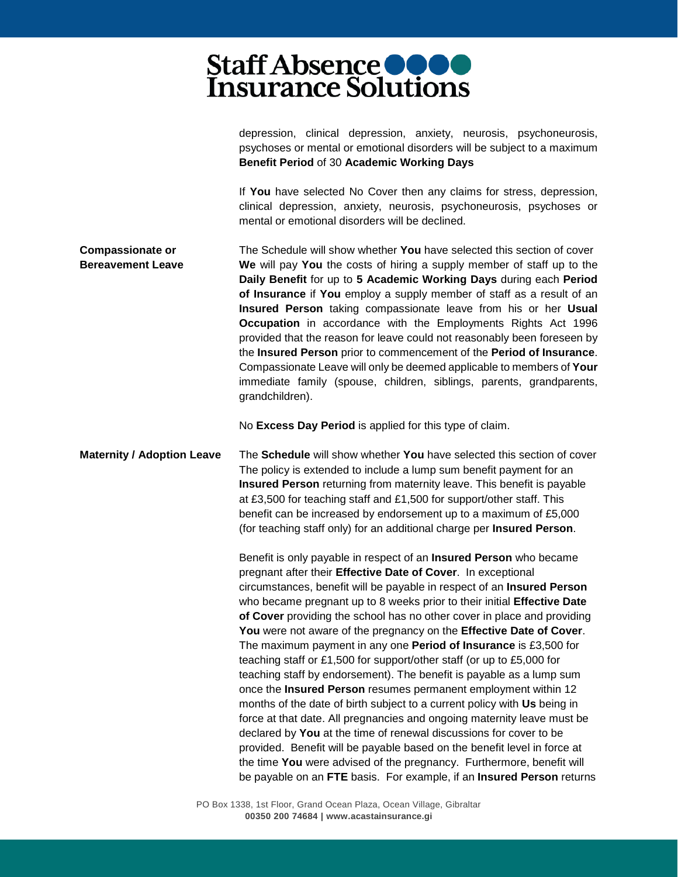depression, clinical depression, anxiety, neurosis, psychoneurosis, psychoses or mental or emotional disorders will be subject to a maximum **Benefit Period** of 30 **Academic Working Days**

If **You** have selected No Cover then any claims for stress, depression, clinical depression, anxiety, neurosis, psychoneurosis, psychoses or mental or emotional disorders will be declined.

**Compassionate or Bereavement Leave**

The Schedule will show whether **You** have selected this section of cover **We** will pay **You** the costs of hiring a supply member of staff up to the **Daily Benefit** for up to **5 Academic Working Days** during each **Period of Insurance** if **You** employ a supply member of staff as a result of an **Insured Person** taking compassionate leave from his or her **Usual Occupation** in accordance with the Employments Rights Act 1996 provided that the reason for leave could not reasonably been foreseen by the **Insured Person** prior to commencement of the **Period of Insurance**. Compassionate Leave will only be deemed applicable to members of **Your** immediate family (spouse, children, siblings, parents, grandparents, grandchildren).

No **Excess Day Period** is applied for this type of claim.

**Maternity / Adoption Leave**

The **Schedule** will show whether **You** have selected this section of cover The policy is extended to include a lump sum benefit payment for an **Insured Person** returning from maternity leave. This benefit is payable at £3,500 for teaching staff and £1,500 for support/other staff. This benefit can be increased by endorsement up to a maximum of £5,000 (for teaching staff only) for an additional charge per **Insured Person**.

Benefit is only payable in respect of an **Insured Person** who became pregnant after their **Effective Date of Cover**. In exceptional circumstances, benefit will be payable in respect of an **Insured Person** who became pregnant up to 8 weeks prior to their initial **Effective Date of Cover** providing the school has no other cover in place and providing **You** were not aware of the pregnancy on the **Effective Date of Cover**. The maximum payment in any one **Period of Insurance** is £3,500 for teaching staff or £1,500 for support/other staff (or up to £5,000 for teaching staff by endorsement). The benefit is payable as a lump sum once the **Insured Person** resumes permanent employment within 12 months of the date of birth subject to a current policy with **Us** being in force at that date. All pregnancies and ongoing maternity leave must be declared by **You** at the time of renewal discussions for cover to be provided. Benefit will be payable based on the benefit level in force at the time **You** were advised of the pregnancy. Furthermore, benefit will be payable on an **FTE** basis. For example, if an **Insured Person** returns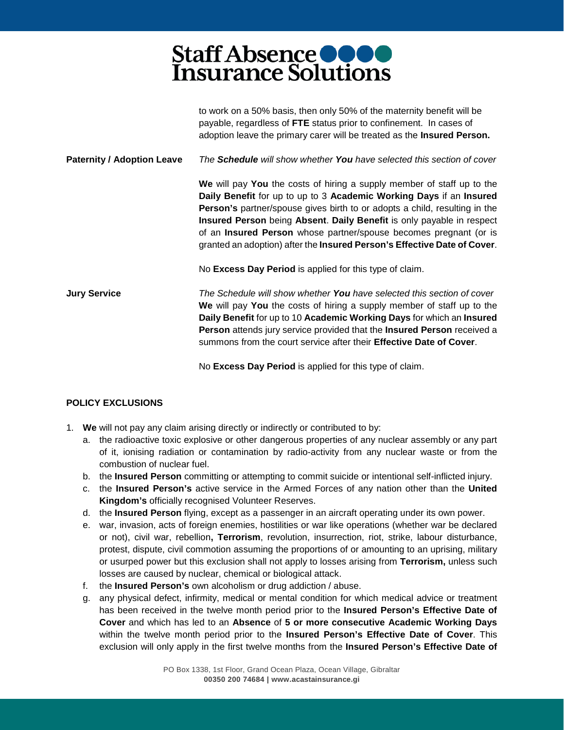to work on a 50% basis, then only 50% of the maternity benefit will be payable, regardless of **FTE** status prior to confinement. In cases of adoption leave the primary carer will be treated as the **Insured Person.**

**Paternity / Adoption Leave**

*The **Schedule** will show whether **You** have selected this section of cover*

**We** will pay **You** the costs of hiring a supply member of staff up to the **Daily Benefit** for up to up to 3 **Academic Working Days** if an **Insured Person's** partner/spouse gives birth to or adopts a child, resulting in the **Insured Person** being **Absent**. **Daily Benefit** is only payable in respect of an **Insured Person** whose partner/spouse becomes pregnant (or is granted an adoption) after the **Insured Person's Effective Date of Cover**.

No **Excess Day Period** is applied for this type of claim.

**Jury Service**

*The Schedule will show whether **You** have selected this section of cover*

**We** will pay **You** the costs of hiring a supply member of staff up to the **Daily Benefit** for up to 10 **Academic Working Days** for which an **Insured Person** attends jury service provided that the **Insured Person** received a summons from the court service after their **Effective Date of Cover**.

No **Excess Day Period** is applied for this type of claim.

## POLICY EXCLUSIONS

1. **We** will not pay any claim arising directly or indirectly or contributed to by:
   a. the radioactive toxic explosive or other dangerous properties of any nuclear assembly or any part of it, ionising radiation or contamination by radio-activity from any nuclear waste or from the combustion of nuclear fuel.
   b. the **Insured Person** committing or attempting to commit suicide or intentional self-inflicted injury.
   c. the **Insured Person's** active service in the Armed Forces of any nation other than the **United Kingdom's** officially recognised Volunteer Reserves.
   d. the **Insured Person** flying, except as a passenger in an aircraft operating under its own power.
   e. war, invasion, acts of foreign enemies, hostilities or war like operations (whether war be declared or not), civil war, rebellion**, Terrorism**, revolution, insurrection, riot, strike, labour disturbance, protest, dispute, civil commotion assuming the proportions of or amounting to an uprising, military or usurped power but this exclusion shall not apply to losses arising from **Terrorism,** unless such losses are caused by nuclear, chemical or biological attack.
   f. the **Insured Person's** own alcoholism or drug addiction / abuse.
   g. any physical defect, infirmity, medical or mental condition for which medical advice or treatment has been received in the twelve month period prior to the **Insured Person's Effective Date of Cover** and which has led to an **Absence** of **5 or more consecutive Academic Working Days** within the twelve month period prior to the **Insured Person's Effective Date of Cover**. This exclusion will only apply in the first twelve months from the **Insured Person's Effective Date of**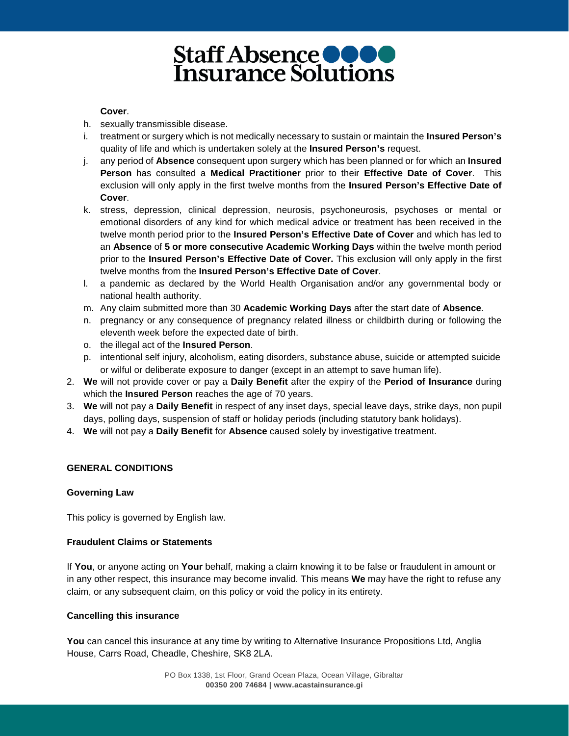**Cover**.

h. sexually transmissible disease.
i. treatment or surgery which is not medically necessary to sustain or maintain the **Insured Person's** quality of life and which is undertaken solely at the **Insured Person's** request.
j. any period of **Absence** consequent upon surgery which has been planned or for which an **Insured Person** has consulted a **Medical Practitioner** prior to their **Effective Date of Cover**. This exclusion will only apply in the first twelve months from the **Insured Person's Effective Date of Cover**.
k. stress, depression, clinical depression, neurosis, psychoneurosis, psychoses or mental or emotional disorders of any kind for which medical advice or treatment has been received in the twelve month period prior to the **Insured Person's Effective Date of Cover** and which has led to an **Absence** of **5 or more consecutive Academic Working Days** within the twelve month period prior to the **Insured Person's Effective Date of Cover.** This exclusion will only apply in the first twelve months from the **Insured Person's Effective Date of Cover**.
l. a pandemic as declared by the World Health Organisation and/or any governmental body or national health authority.
m. Any claim submitted more than 30 **Academic Working Days** after the start date of **Absence**.
n. pregnancy or any consequence of pregnancy related illness or childbirth during or following the eleventh week before the expected date of birth.
o. the illegal act of the **Insured Person**.
p. intentional self injury, alcoholism, eating disorders, substance abuse, suicide or attempted suicide or wilful or deliberate exposure to danger (except in an attempt to save human life).

2. **We** will not provide cover or pay a **Daily Benefit** after the expiry of the **Period of Insurance** during which the **Insured Person** reaches the age of 70 years.
3. **We** will not pay a **Daily Benefit** in respect of any inset days, special leave days, strike days, non pupil days, polling days, suspension of staff or holiday periods (including statutory bank holidays).
4. **We** will not pay a **Daily Benefit** for **Absence** caused solely by investigative treatment.

## GENERAL CONDITIONS

### Governing Law

This policy is governed by English law.

### Fraudulent Claims or Statements

If **You**, or anyone acting on **Your** behalf, making a claim knowing it to be false or fraudulent in amount or in any other respect, this insurance may become invalid. This means **We** may have the right to refuse any claim, or any subsequent claim, on this policy or void the policy in its entirety.

### Cancelling this insurance

**You** can cancel this insurance at any time by writing to Alternative Insurance Propositions Ltd, Anglia House, Carrs Road, Cheadle, Cheshire, SK8 2LA.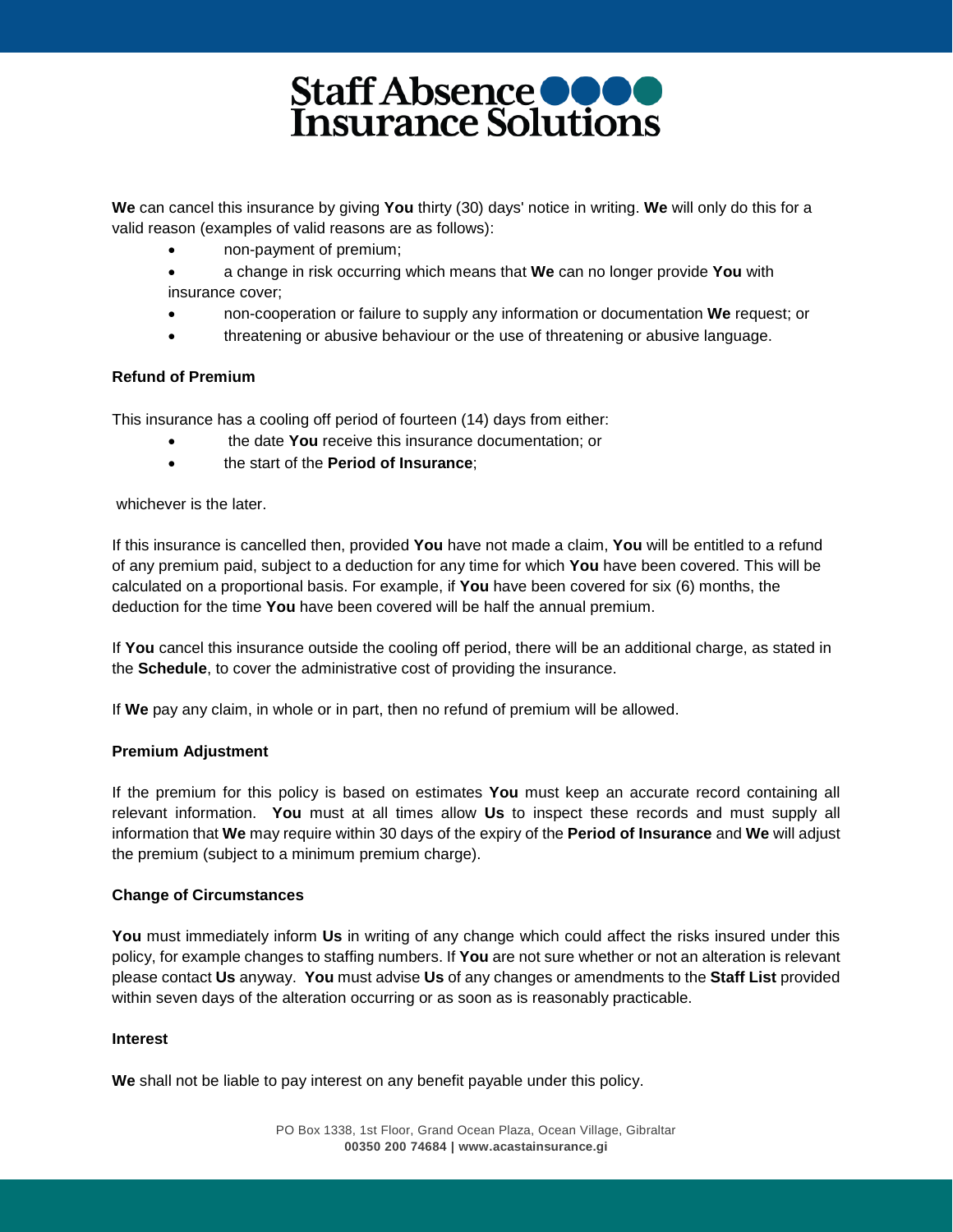**We** can cancel this insurance by giving **You** thirty (30) days' notice in writing. **We** will only do this for a valid reason (examples of valid reasons are as follows):

- non-payment of premium;
- a change in risk occurring which means that **We** can no longer provide **You** with insurance cover;
- non-cooperation or failure to supply any information or documentation **We** request; or
- threatening or abusive behaviour or the use of threatening or abusive language.

**Refund of Premium**

This insurance has a cooling off period of fourteen (14) days from either:

- the date **You** receive this insurance documentation; or
- the start of the **Period of Insurance**;

whichever is the later.

If this insurance is cancelled then, provided **You** have not made a claim, **You** will be entitled to a refund of any premium paid, subject to a deduction for any time for which **You** have been covered. This will be calculated on a proportional basis. For example, if **You** have been covered for six (6) months, the deduction for the time **You** have been covered will be half the annual premium.

If **You** cancel this insurance outside the cooling off period, there will be an additional charge, as stated in the **Schedule**, to cover the administrative cost of providing the insurance.

If **We** pay any claim, in whole or in part, then no refund of premium will be allowed.

**Premium Adjustment**

If the premium for this policy is based on estimates **You** must keep an accurate record containing all relevant information. **You** must at all times allow **Us** to inspect these records and must supply all information that **We** may require within 30 days of the expiry of the **Period of Insurance** and **We** will adjust the premium (subject to a minimum premium charge).

**Change of Circumstances**

**You** must immediately inform **Us** in writing of any change which could affect the risks insured under this policy, for example changes to staffing numbers. If **You** are not sure whether or not an alteration is relevant please contact **Us** anyway. **You** must advise **Us** of any changes or amendments to the **Staff List** provided within seven days of the alteration occurring or as soon as is reasonably practicable.

**Interest**

**We** shall not be liable to pay interest on any benefit payable under this policy.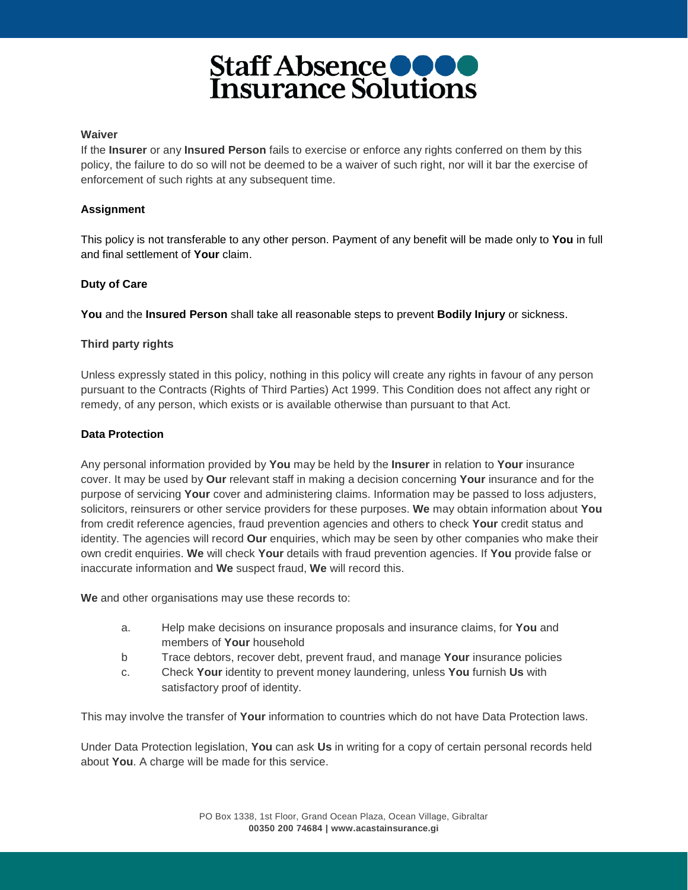**Waiver**

If the **Insurer** or any **Insured Person** fails to exercise or enforce any rights conferred on them by this policy, the failure to do so will not be deemed to be a waiver of such right, nor will it bar the exercise of enforcement of such rights at any subsequent time.

**Assignment**

This policy is not transferable to any other person. Payment of any benefit will be made only to **You** in full and final settlement of **Your** claim.

**Duty of Care**

**You** and the **Insured Person** shall take all reasonable steps to prevent **Bodily Injury** or sickness.

**Third party rights**

Unless expressly stated in this policy, nothing in this policy will create any rights in favour of any person pursuant to the Contracts (Rights of Third Parties) Act 1999. This Condition does not affect any right or remedy, of any person, which exists or is available otherwise than pursuant to that Act.

**Data Protection**

Any personal information provided by **You** may be held by the **Insurer** in relation to **Your** insurance cover. It may be used by **Our** relevant staff in making a decision concerning **Your** insurance and for the purpose of servicing **Your** cover and administering claims. Information may be passed to loss adjusters, solicitors, reinsurers or other service providers for these purposes. **We** may obtain information about **You** from credit reference agencies, fraud prevention agencies and others to check **Your** credit status and identity. The agencies will record **Our** enquiries, which may be seen by other companies who make their own credit enquiries. **We** will check **Your** details with fraud prevention agencies. If **You** provide false or inaccurate information and **We** suspect fraud, **We** will record this.

**We** and other organisations may use these records to:

a. Help make decisions on insurance proposals and insurance claims, for **You** and members of **Your** household
b Trace debtors, recover debt, prevent fraud, and manage **Your** insurance policies
c. Check **Your** identity to prevent money laundering, unless **You** furnish **Us** with satisfactory proof of identity.

This may involve the transfer of **Your** information to countries which do not have Data Protection laws.

Under Data Protection legislation, **You** can ask **Us** in writing for a copy of certain personal records held about **You**. A charge will be made for this service.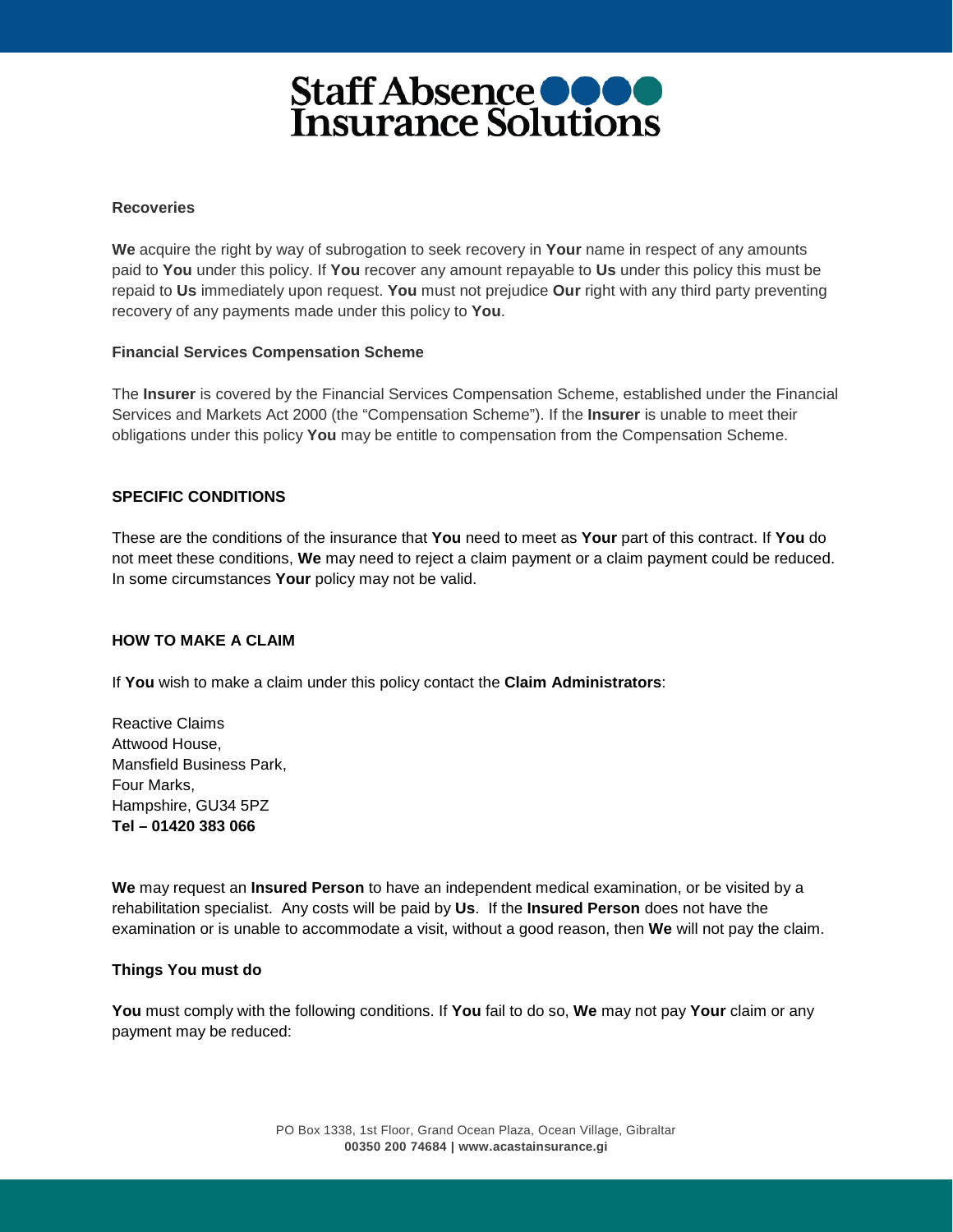### Recoveries

**We** acquire the right by way of subrogation to seek recovery in **Your** name in respect of any amounts paid to **You** under this policy. If **You** recover any amount repayable to **Us** under this policy this must be repaid to **Us** immediately upon request. **You** must not prejudice **Our** right with any third party preventing recovery of any payments made under this policy to **You**.

### Financial Services Compensation Scheme

The **Insurer** is covered by the Financial Services Compensation Scheme, established under the Financial Services and Markets Act 2000 (the "Compensation Scheme"). If the **Insurer** is unable to meet their obligations under this policy **You** may be entitle to compensation from the Compensation Scheme.

## SPECIFIC CONDITIONS

These are the conditions of the insurance that **You** need to meet as **Your** part of this contract. If **You** do not meet these conditions, **We** may need to reject a claim payment or a claim payment could be reduced. In some circumstances **Your** policy may not be valid.

## HOW TO MAKE A CLAIM

If **You** wish to make a claim under this policy contact the **Claim Administrators**:

Reactive Claims
Attwood House,
Mansfield Business Park,
Four Marks,
Hampshire, GU34 5PZ
**Tel – 01420 383 066**

**We** may request an **Insured Person** to have an independent medical examination, or be visited by a rehabilitation specialist. Any costs will be paid by **Us**. If the **Insured Person** does not have the examination or is unable to accommodate a visit, without a good reason, then **We** will not pay the claim.

### Things You must do

**You** must comply with the following conditions. If **You** fail to do so, **We** may not pay **Your** claim or any payment may be reduced: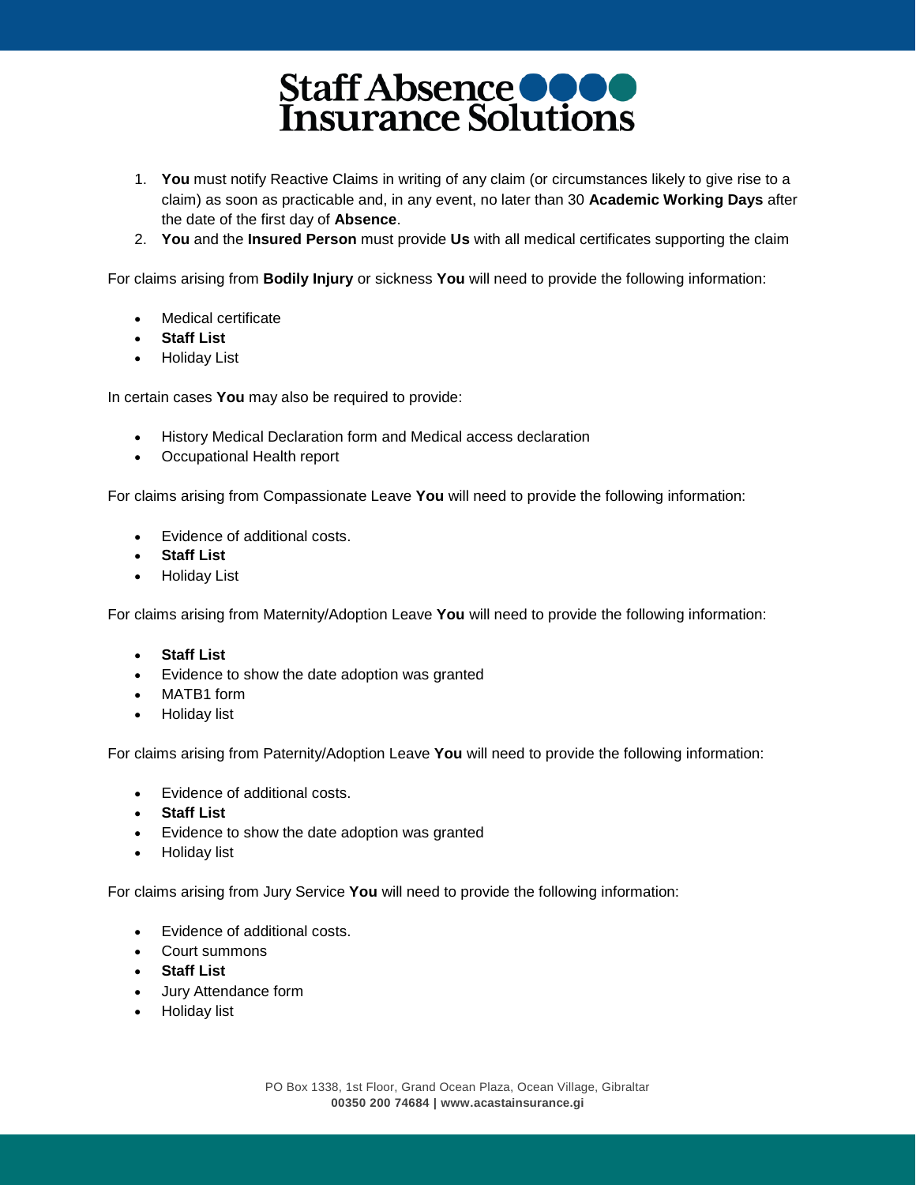1. **You** must notify Reactive Claims in writing of any claim (or circumstances likely to give rise to a claim) as soon as practicable and, in any event, no later than 30 **Academic Working Days** after the date of the first day of **Absence**.
2. **You** and the **Insured Person** must provide **Us** with all medical certificates supporting the claim

For claims arising from **Bodily Injury** or sickness **You** will need to provide the following information:

- Medical certificate
- **Staff List**
- Holiday List

In certain cases **You** may also be required to provide:

- History Medical Declaration form and Medical access declaration
- Occupational Health report

For claims arising from Compassionate Leave **You** will need to provide the following information:

- Evidence of additional costs.
- **Staff List**
- Holiday List

For claims arising from Maternity/Adoption Leave **You** will need to provide the following information:

- **Staff List**
- Evidence to show the date adoption was granted
- MATB1 form
- Holiday list

For claims arising from Paternity/Adoption Leave **You** will need to provide the following information:

- Evidence of additional costs.
- **Staff List**
- Evidence to show the date adoption was granted
- Holiday list

For claims arising from Jury Service **You** will need to provide the following information:

- Evidence of additional costs.
- Court summons
- **Staff List**
- Jury Attendance form
- Holiday list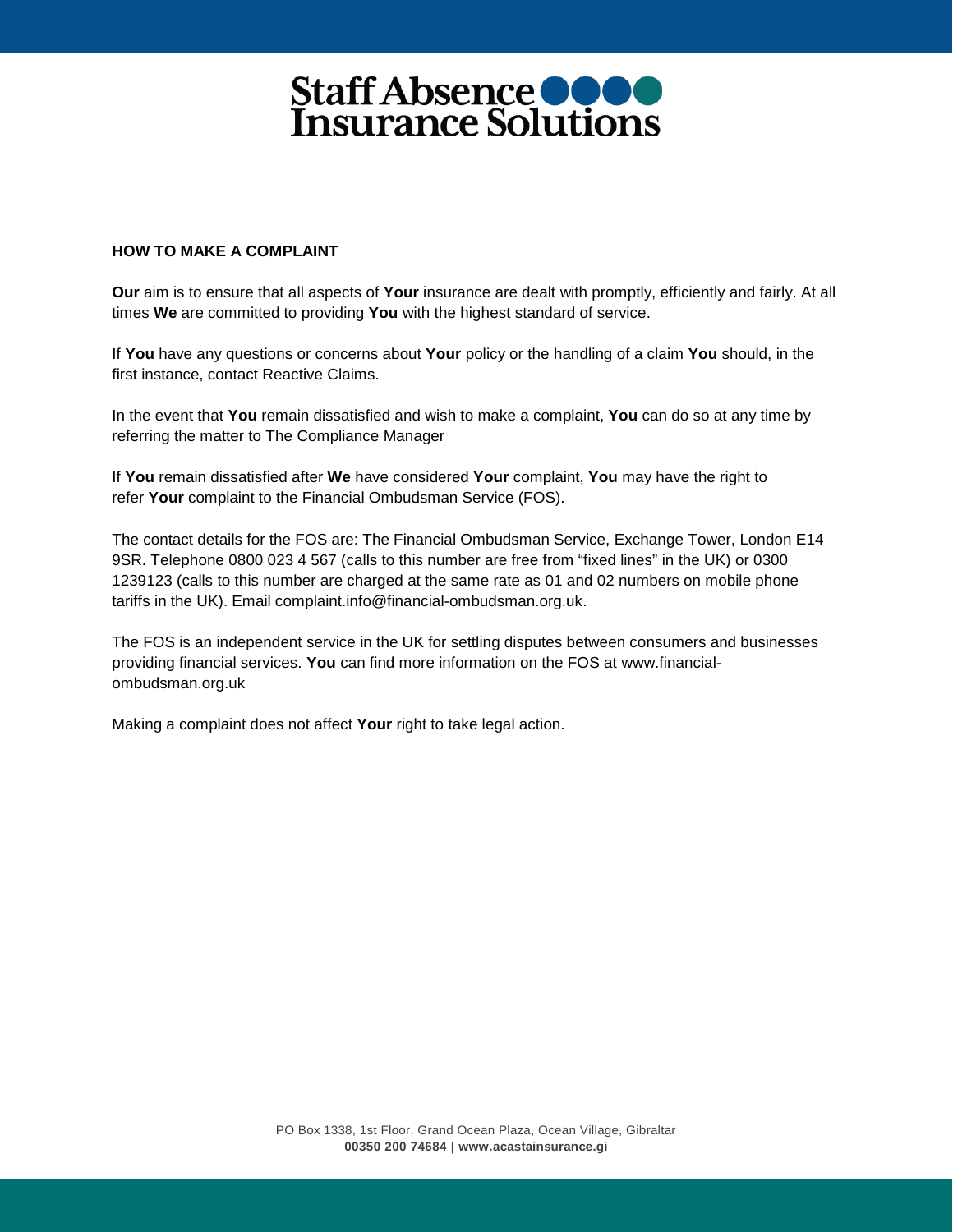# Staff Absence Insurance Solutions

## HOW TO MAKE A COMPLAINT

**Our** aim is to ensure that all aspects of **Your** insurance are dealt with promptly, efficiently and fairly. At all times **We** are committed to providing **You** with the highest standard of service.

If **You** have any questions or concerns about **Your** policy or the handling of a claim **You** should, in the first instance, contact Reactive Claims.

In the event that **You** remain dissatisfied and wish to make a complaint, **You** can do so at any time by referring the matter to The Compliance Manager

If **You** remain dissatisfied after **We** have considered **Your** complaint, **You** may have the right to refer **Your** complaint to the Financial Ombudsman Service (FOS).

The contact details for the FOS are: The Financial Ombudsman Service, Exchange Tower, London E14 9SR. Telephone 0800 023 4 567 (calls to this number are free from "fixed lines" in the UK) or 0300 1239123 (calls to this number are charged at the same rate as 01 and 02 numbers on mobile phone tariffs in the UK). Email complaint.info@financial-ombudsman.org.uk.

The FOS is an independent service in the UK for settling disputes between consumers and businesses providing financial services. **You** can find more information on the FOS at www.financial-ombudsman.org.uk

Making a complaint does not affect **Your** right to take legal action.

PO Box 1338, 1st Floor, Grand Ocean Plaza, Ocean Village, Gibraltar
**00350 200 74684 | www.acastainsurance.gi**